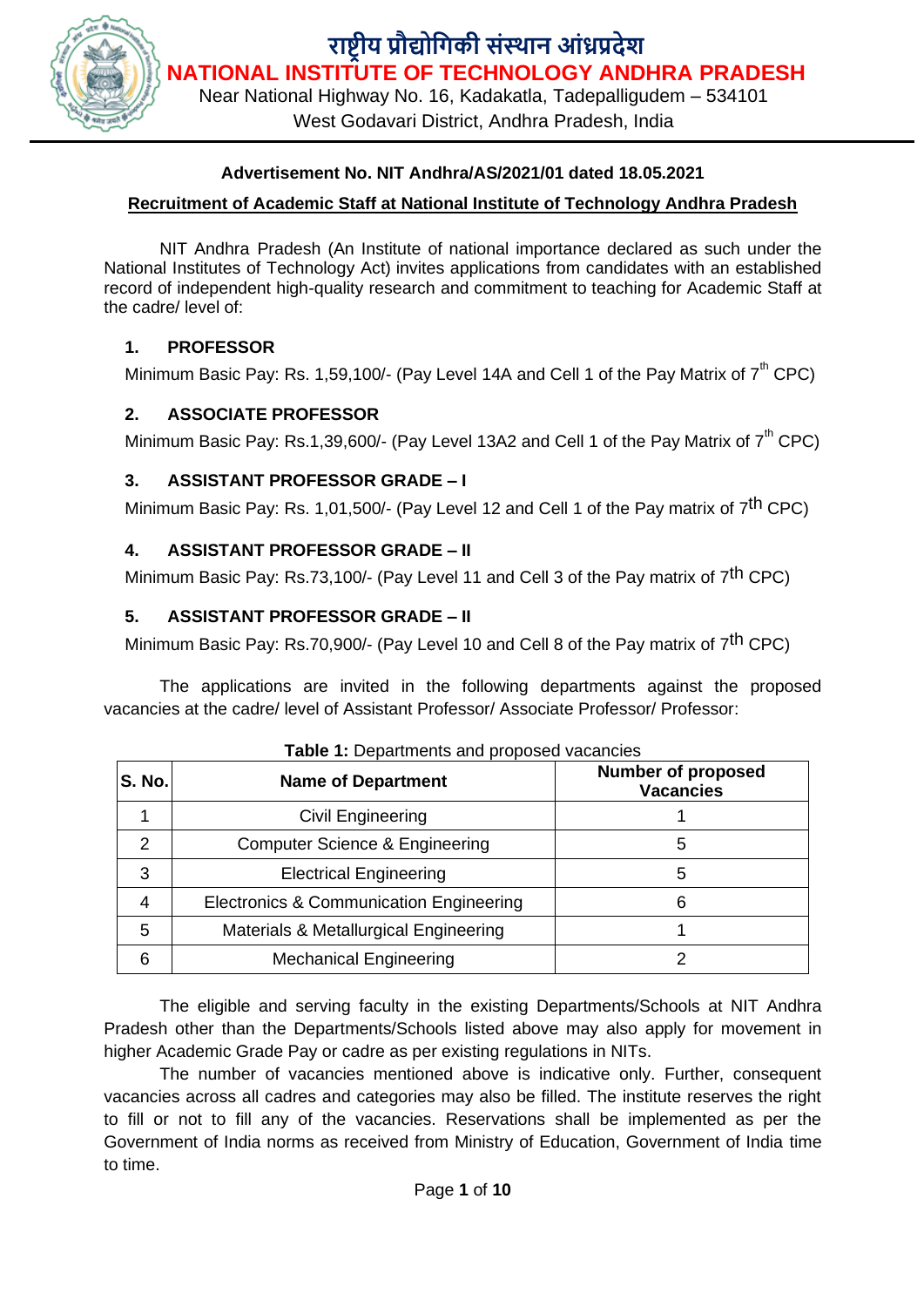# राष्ट्रीय प्रौद्योगिकी संस्थान आंध्रप्रदेश

# NATIONAL INSTITUTE OF TECHNOLOGY ANDHRA PRADESH

Near National Highway No. 16, Kadakatla, Tadepalligudem – 534101
West Godavari District, Andhra Pradesh, India

**Advertisement No. NIT Andhra/AS/2021/01 dated 18.05.2021**

**Recruitment of Academic Staff at National Institute of Technology Andhra Pradesh**

NIT Andhra Pradesh (An Institute of national importance declared as such under the National Institutes of Technology Act) invites applications from candidates with an established record of independent high-quality research and commitment to teaching for Academic Staff at the cadre/ level of:

### 1. PROFESSOR

Minimum Basic Pay: Rs. 1,59,100/- (Pay Level 14A and Cell 1 of the Pay Matrix of 7th CPC)

### 2. ASSOCIATE PROFESSOR

Minimum Basic Pay: Rs.1,39,600/- (Pay Level 13A2 and Cell 1 of the Pay Matrix of 7th CPC)

### 3. ASSISTANT PROFESSOR GRADE – I

Minimum Basic Pay: Rs. 1,01,500/- (Pay Level 12 and Cell 1 of the Pay matrix of 7th CPC)

### 4. ASSISTANT PROFESSOR GRADE – II

Minimum Basic Pay: Rs.73,100/- (Pay Level 11 and Cell 3 of the Pay matrix of 7th CPC)

### 5. ASSISTANT PROFESSOR GRADE – II

Minimum Basic Pay: Rs.70,900/- (Pay Level 10 and Cell 8 of the Pay matrix of 7th CPC)

The applications are invited in the following departments against the proposed vacancies at the cadre/ level of Assistant Professor/ Associate Professor/ Professor:

**Table 1:** Departments and proposed vacancies

| S. No. | Name of Department | Number of proposed Vacancies |
|---|---|---|
| 1 | Civil Engineering | 1 |
| 2 | Computer Science & Engineering | 5 |
| 3 | Electrical Engineering | 5 |
| 4 | Electronics & Communication Engineering | 6 |
| 5 | Materials & Metallurgical Engineering | 1 |
| 6 | Mechanical Engineering | 2 |

The eligible and serving faculty in the existing Departments/Schools at NIT Andhra Pradesh other than the Departments/Schools listed above may also apply for movement in higher Academic Grade Pay or cadre as per existing regulations in NITs.

The number of vacancies mentioned above is indicative only. Further, consequent vacancies across all cadres and categories may also be filled. The institute reserves the right to fill or not to fill any of the vacancies. Reservations shall be implemented as per the Government of India norms as received from Ministry of Education, Government of India time to time.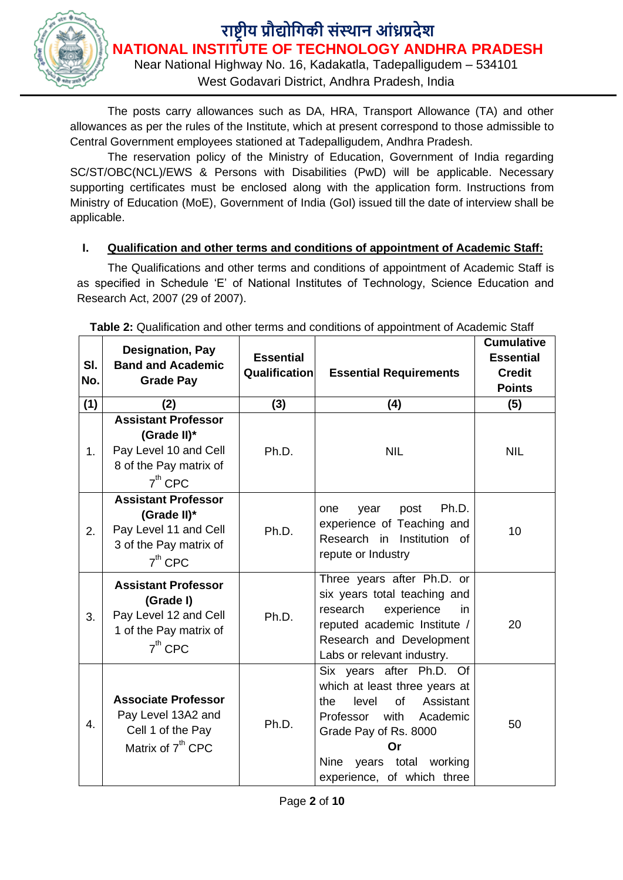The posts carry allowances such as DA, HRA, Transport Allowance (TA) and other allowances as per the rules of the Institute, which at present correspond to those admissible to Central Government employees stationed at Tadepalligudem, Andhra Pradesh.

The reservation policy of the Ministry of Education, Government of India regarding SC/ST/OBC(NCL)/EWS & Persons with Disabilities (PwD) will be applicable. Necessary supporting certificates must be enclosed along with the application form. Instructions from Ministry of Education (MoE), Government of India (GoI) issued till the date of interview shall be applicable.

## I. Qualification and other terms and conditions of appointment of Academic Staff:

The Qualifications and other terms and conditions of appointment of Academic Staff is as specified in Schedule 'E' of National Institutes of Technology, Science Education and Research Act, 2007 (29 of 2007).

**Table 2:** Qualification and other terms and conditions of appointment of Academic Staff

| Sl. No. | Designation, Pay Band and Academic Grade Pay | Essential Qualification | Essential Requirements | Cumulative Essential Credit Points |
|---|---|---|---|---|
| (1) | (2) | (3) | (4) | (5) |
| 1. | **Assistant Professor (Grade II)*** Pay Level 10 and Cell 8 of the Pay matrix of 7th CPC | Ph.D. | NIL | NIL |
| 2. | **Assistant Professor (Grade II)*** Pay Level 11 and Cell 3 of the Pay matrix of 7th CPC | Ph.D. | one year post Ph.D. experience of Teaching and Research in Institution of repute or Industry | 10 |
| 3. | **Assistant Professor (Grade I)** Pay Level 12 and Cell 1 of the Pay matrix of 7th CPC | Ph.D. | Three years after Ph.D. or six years total teaching and research experience in reputed academic Institute / Research and Development Labs or relevant industry. | 20 |
| 4. | **Associate Professor** Pay Level 13A2 and Cell 1 of the Pay Matrix of 7th CPC | Ph.D. | Six years after Ph.D. Of which at least three years at the level of Assistant Professor with Academic Grade Pay of Rs. 8000 **Or** Nine years total working experience, of which three | 50 |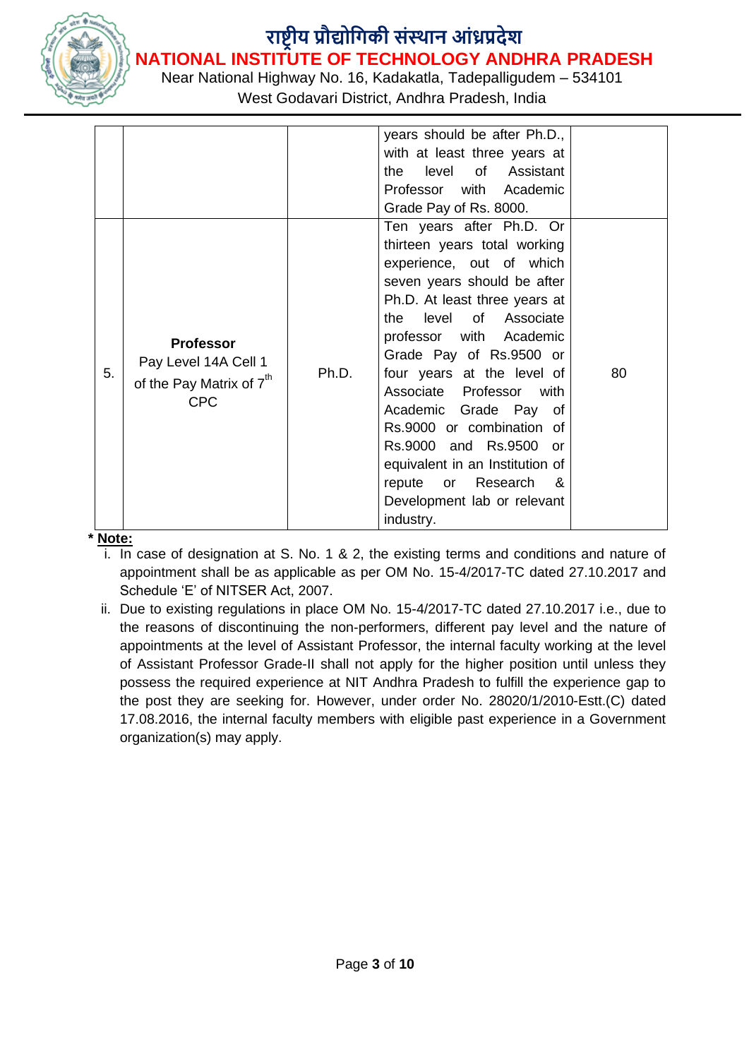| | | | | |
|---|---|---|---|---|
| | | | years should be after Ph.D., with at least three years at the level of Assistant Professor with Academic Grade Pay of Rs. 8000. | |
| 5. | **Professor** Pay Level 14A Cell 1 of the Pay Matrix of 7th CPC | Ph.D. | Ten years after Ph.D. Or thirteen years total working experience, out of which seven years should be after Ph.D. At least three years at the level of Associate professor with Academic Grade Pay of Rs.9500 or four years at the level of Associate Professor with Academic Grade Pay of Rs.9000 or combination of Rs.9000 and Rs.9500 or equivalent in an Institution of repute or Research & Development lab or relevant industry. | 80 |

**\* Note:**

i. In case of designation at S. No. 1 & 2, the existing terms and conditions and nature of appointment shall be as applicable as per OM No. 15-4/2017-TC dated 27.10.2017 and Schedule 'E' of NITSER Act, 2007.

ii. Due to existing regulations in place OM No. 15-4/2017-TC dated 27.10.2017 i.e., due to the reasons of discontinuing the non-performers, different pay level and the nature of appointments at the level of Assistant Professor, the internal faculty working at the level of Assistant Professor Grade-II shall not apply for the higher position until unless they possess the required experience at NIT Andhra Pradesh to fulfill the experience gap to the post they are seeking for. However, under order No. 28020/1/2010-Estt.(C) dated 17.08.2016, the internal faculty members with eligible past experience in a Government organization(s) may apply.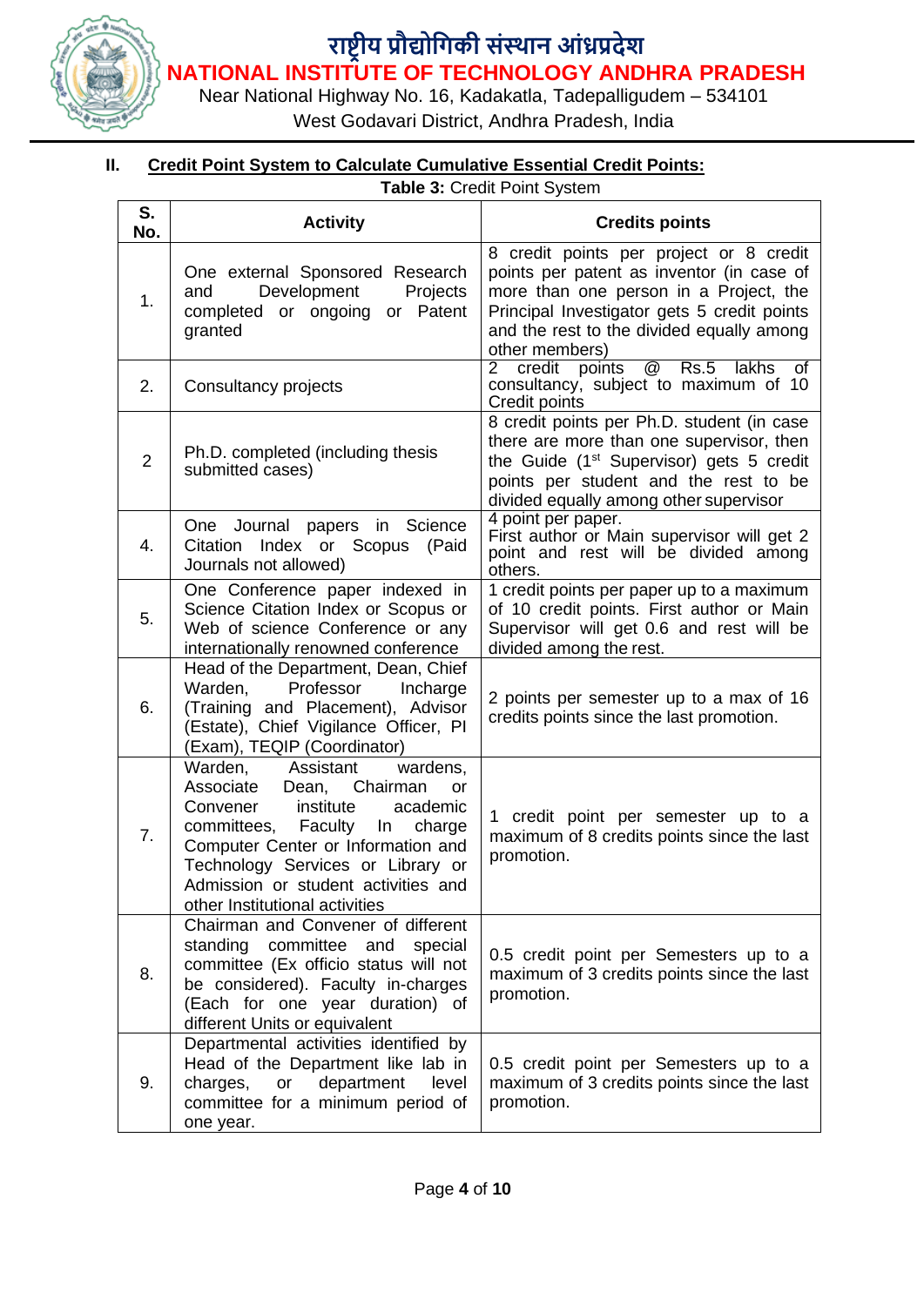राष्ट्रीय प्रौद्योगिकी संस्थान आंध्रप्रदेश
**NATIONAL INSTITUTE OF TECHNOLOGY ANDHRA PRADESH**
Near National Highway No. 16, Kadakatla, Tadepalligudem – 534101
West Godavari District, Andhra Pradesh, India

## II. Credit Point System to Calculate Cumulative Essential Credit Points:

**Table 3:** Credit Point System

| S. No. | Activity | Credits points |
|---|---|---|
| 1. | One external Sponsored Research and Development Projects completed or ongoing or Patent granted | 8 credit points per project or 8 credit points per patent as inventor (in case of more than one person in a Project, the Principal Investigator gets 5 credit points and the rest to the divided equally among other members) |
| 2. | Consultancy projects | 2 credit points @ Rs.5 lakhs of consultancy, subject to maximum of 10 Credit points |
| 2 | Ph.D. completed (including thesis submitted cases) | 8 credit points per Ph.D. student (in case there are more than one supervisor, then the Guide (1st Supervisor) gets 5 credit points per student and the rest to be divided equally among other supervisor |
| 4. | One Journal papers in Science Citation Index or Scopus (Paid Journals not allowed) | 4 point per paper. First author or Main supervisor will get 2 point and rest will be divided among others. |
| 5. | One Conference paper indexed in Science Citation Index or Scopus or Web of science Conference or any internationally renowned conference | 1 credit points per paper up to a maximum of 10 credit points. First author or Main Supervisor will get 0.6 and rest will be divided among the rest. |
| 6. | Head of the Department, Dean, Chief Warden, Professor Incharge (Training and Placement), Advisor (Estate), Chief Vigilance Officer, PI (Exam), TEQIP (Coordinator) | 2 points per semester up to a max of 16 credits points since the last promotion. |
| 7. | Warden, Assistant wardens, Associate Dean, Chairman or Convener institute academic committees, Faculty In charge Computer Center or Information and Technology Services or Library or Admission or student activities and other Institutional activities | 1 credit point per semester up to a maximum of 8 credits points since the last promotion. |
| 8. | Chairman and Convener of different standing committee and special committee (Ex officio status will not be considered). Faculty in-charges (Each for one year duration) of different Units or equivalent | 0.5 credit point per Semesters up to a maximum of 3 credits points since the last promotion. |
| 9. | Departmental activities identified by Head of the Department like lab in charges, or department level committee for a minimum period of one year. | 0.5 credit point per Semesters up to a maximum of 3 credits points since the last promotion. |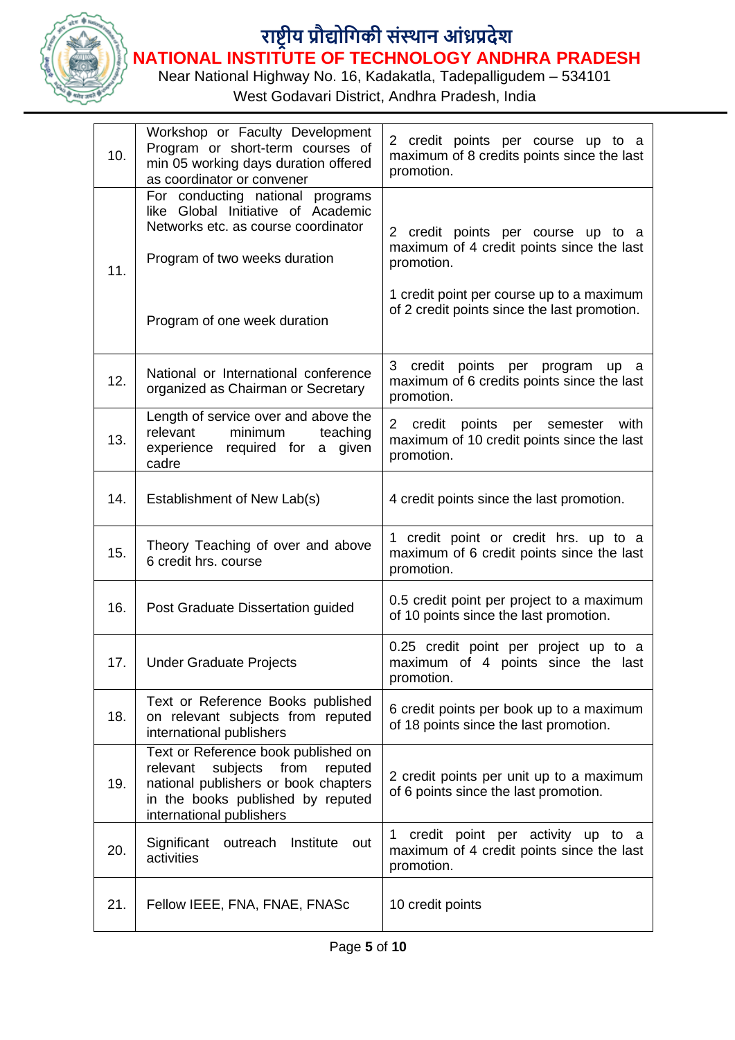| | | |
|---|---|---|
| 10. | Workshop or Faculty Development Program or short-term courses of min 05 working days duration offered as coordinator or convener | 2 credit points per course up to a maximum of 8 credits points since the last promotion. |
| 11. | For conducting national programs like Global Initiative of Academic Networks etc. as course coordinator<br><br>Program of two weeks duration<br><br>Program of one week duration | 2 credit points per course up to a maximum of 4 credit points since the last promotion.<br><br>1 credit point per course up to a maximum of 2 credit points since the last promotion. |
| 12. | National or International conference organized as Chairman or Secretary | 3 credit points per program up a maximum of 6 credits points since the last promotion. |
| 13. | Length of service over and above the relevant minimum teaching experience required for a given cadre | 2 credit points per semester with maximum of 10 credit points since the last promotion. |
| 14. | Establishment of New Lab(s) | 4 credit points since the last promotion. |
| 15. | Theory Teaching of over and above 6 credit hrs. course | 1 credit point or credit hrs. up to a maximum of 6 credit points since the last promotion. |
| 16. | Post Graduate Dissertation guided | 0.5 credit point per project to a maximum of 10 points since the last promotion. |
| 17. | Under Graduate Projects | 0.25 credit point per project up to a maximum of 4 points since the last promotion. |
| 18. | Text or Reference Books published on relevant subjects from reputed international publishers | 6 credit points per book up to a maximum of 18 points since the last promotion. |
| 19. | Text or Reference book published on relevant subjects from reputed national publishers or book chapters in the books published by reputed international publishers | 2 credit points per unit up to a maximum of 6 points since the last promotion. |
| 20. | Significant outreach Institute out activities | 1 credit point per activity up to a maximum of 4 credit points since the last promotion. |
| 21. | Fellow IEEE, FNA, FNAE, FNASc | 10 credit points |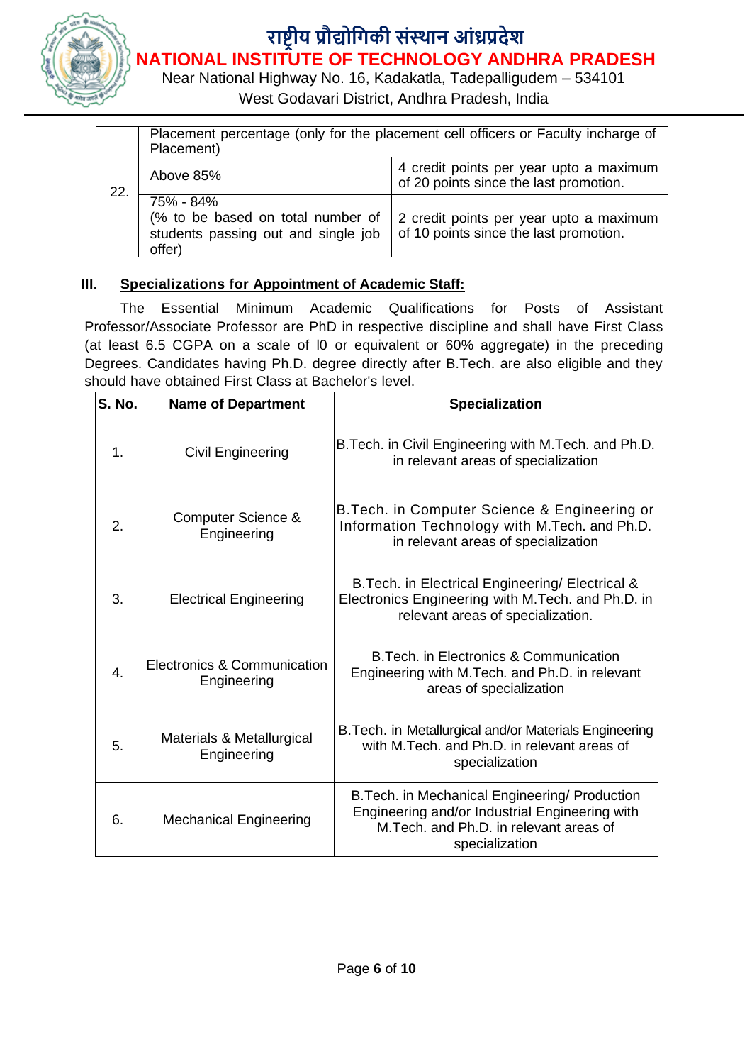| 22. | Placement percentage (only for the placement cell officers or Faculty incharge of Placement) | |
|---|---|---|
| | Above 85% | 4 credit points per year upto a maximum of 20 points since the last promotion. |
| | 75% - 84% (% to be based on total number of students passing out and single job offer) | 2 credit points per year upto a maximum of 10 points since the last promotion. |

### III. Specializations for Appointment of Academic Staff:

The Essential Minimum Academic Qualifications for Posts of Assistant Professor/Associate Professor are PhD in respective discipline and shall have First Class (at least 6.5 CGPA on a scale of l0 or equivalent or 60% aggregate) in the preceding Degrees. Candidates having Ph.D. degree directly after B.Tech. are also eligible and they should have obtained First Class at Bachelor's level.

| S. No. | Name of Department | Specialization |
|---|---|---|
| 1. | Civil Engineering | B.Tech. in Civil Engineering with M.Tech. and Ph.D. in relevant areas of specialization |
| 2. | Computer Science & Engineering | B.Tech. in Computer Science & Engineering or Information Technology with M.Tech. and Ph.D. in relevant areas of specialization |
| 3. | Electrical Engineering | B.Tech. in Electrical Engineering/ Electrical & Electronics Engineering with M.Tech. and Ph.D. in relevant areas of specialization. |
| 4. | Electronics & Communication Engineering | B.Tech. in Electronics & Communication Engineering with M.Tech. and Ph.D. in relevant areas of specialization |
| 5. | Materials & Metallurgical Engineering | B.Tech. in Metallurgical and/or Materials Engineering with M.Tech. and Ph.D. in relevant areas of specialization |
| 6. | Mechanical Engineering | B.Tech. in Mechanical Engineering/ Production Engineering and/or Industrial Engineering with M.Tech. and Ph.D. in relevant areas of specialization |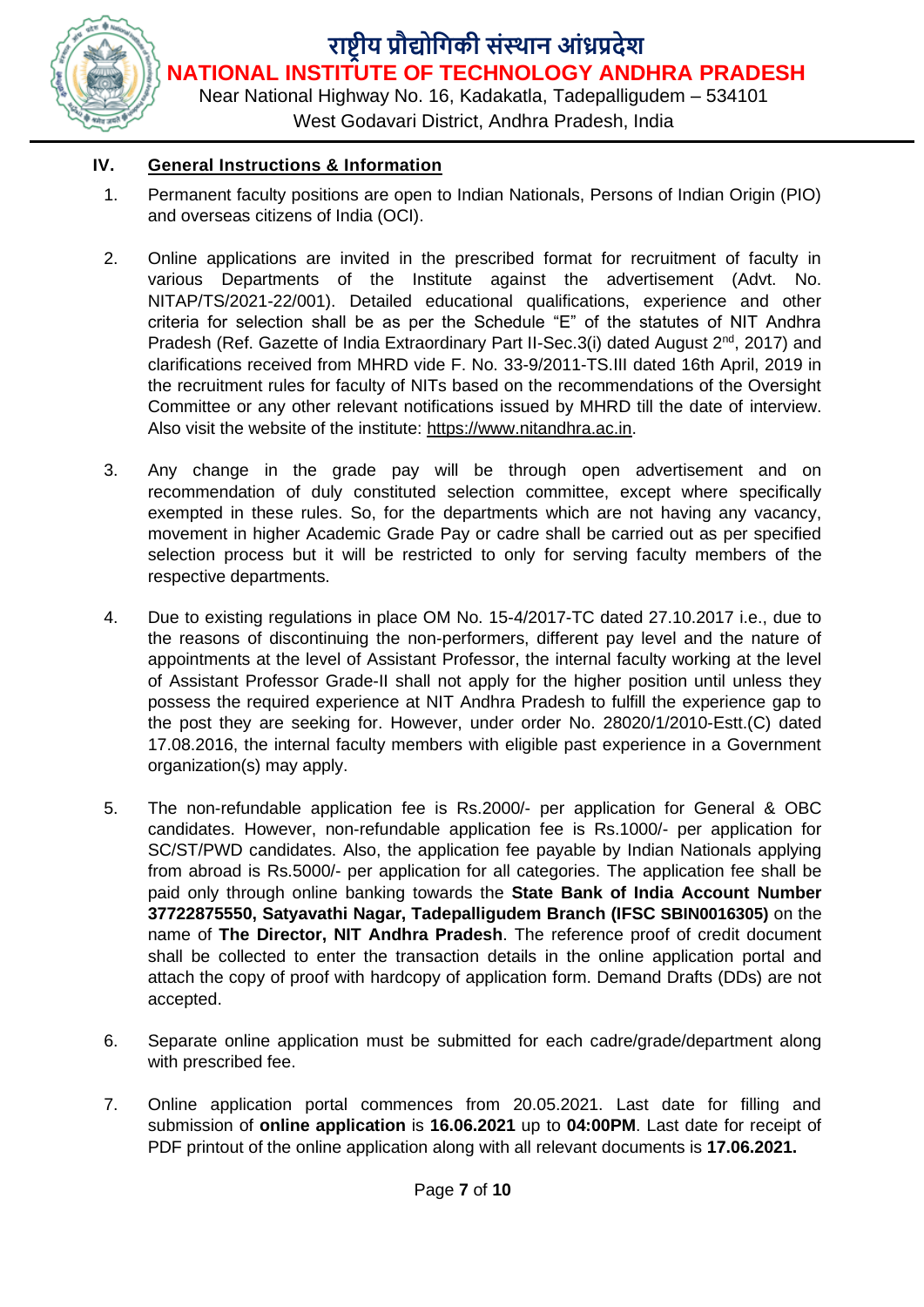## IV. General Instructions & Information

1. Permanent faculty positions are open to Indian Nationals, Persons of Indian Origin (PIO) and overseas citizens of India (OCI).

2. Online applications are invited in the prescribed format for recruitment of faculty in various Departments of the Institute against the advertisement (Advt. No. NITAP/TS/2021-22/001). Detailed educational qualifications, experience and other criteria for selection shall be as per the Schedule "E" of the statutes of NIT Andhra Pradesh (Ref. Gazette of India Extraordinary Part II-Sec.3(i) dated August 2[nd], 2017) and clarifications received from MHRD vide F. No. 33-9/2011-TS.III dated 16th April, 2019 in the recruitment rules for faculty of NITs based on the recommendations of the Oversight Committee or any other relevant notifications issued by MHRD till the date of interview. Also visit the website of the institute: https://www.nitandhra.ac.in.

3. Any change in the grade pay will be through open advertisement and on recommendation of duly constituted selection committee, except where specifically exempted in these rules. So, for the departments which are not having any vacancy, movement in higher Academic Grade Pay or cadre shall be carried out as per specified selection process but it will be restricted to only for serving faculty members of the respective departments.

4. Due to existing regulations in place OM No. 15-4/2017-TC dated 27.10.2017 i.e., due to the reasons of discontinuing the non-performers, different pay level and the nature of appointments at the level of Assistant Professor, the internal faculty working at the level of Assistant Professor Grade-II shall not apply for the higher position until unless they possess the required experience at NIT Andhra Pradesh to fulfill the experience gap to the post they are seeking for. However, under order No. 28020/1/2010-Estt.(C) dated 17.08.2016, the internal faculty members with eligible past experience in a Government organization(s) may apply.

5. The non-refundable application fee is Rs.2000/- per application for General & OBC candidates. However, non-refundable application fee is Rs.1000/- per application for SC/ST/PWD candidates. Also, the application fee payable by Indian Nationals applying from abroad is Rs.5000/- per application for all categories. The application fee shall be paid only through online banking towards the **State Bank of India Account Number 37722875550, Satyavathi Nagar, Tadepalligudem Branch (IFSC SBIN0016305)** on the name of **The Director, NIT Andhra Pradesh**. The reference proof of credit document shall be collected to enter the transaction details in the online application portal and attach the copy of proof with hardcopy of application form. Demand Drafts (DDs) are not accepted.

6. Separate online application must be submitted for each cadre/grade/department along with prescribed fee.

7. Online application portal commences from 20.05.2021. Last date for filling and submission of **online application** is **16.06.2021** up to **04:00PM**. Last date for receipt of PDF printout of the online application along with all relevant documents is **17.06.2021.**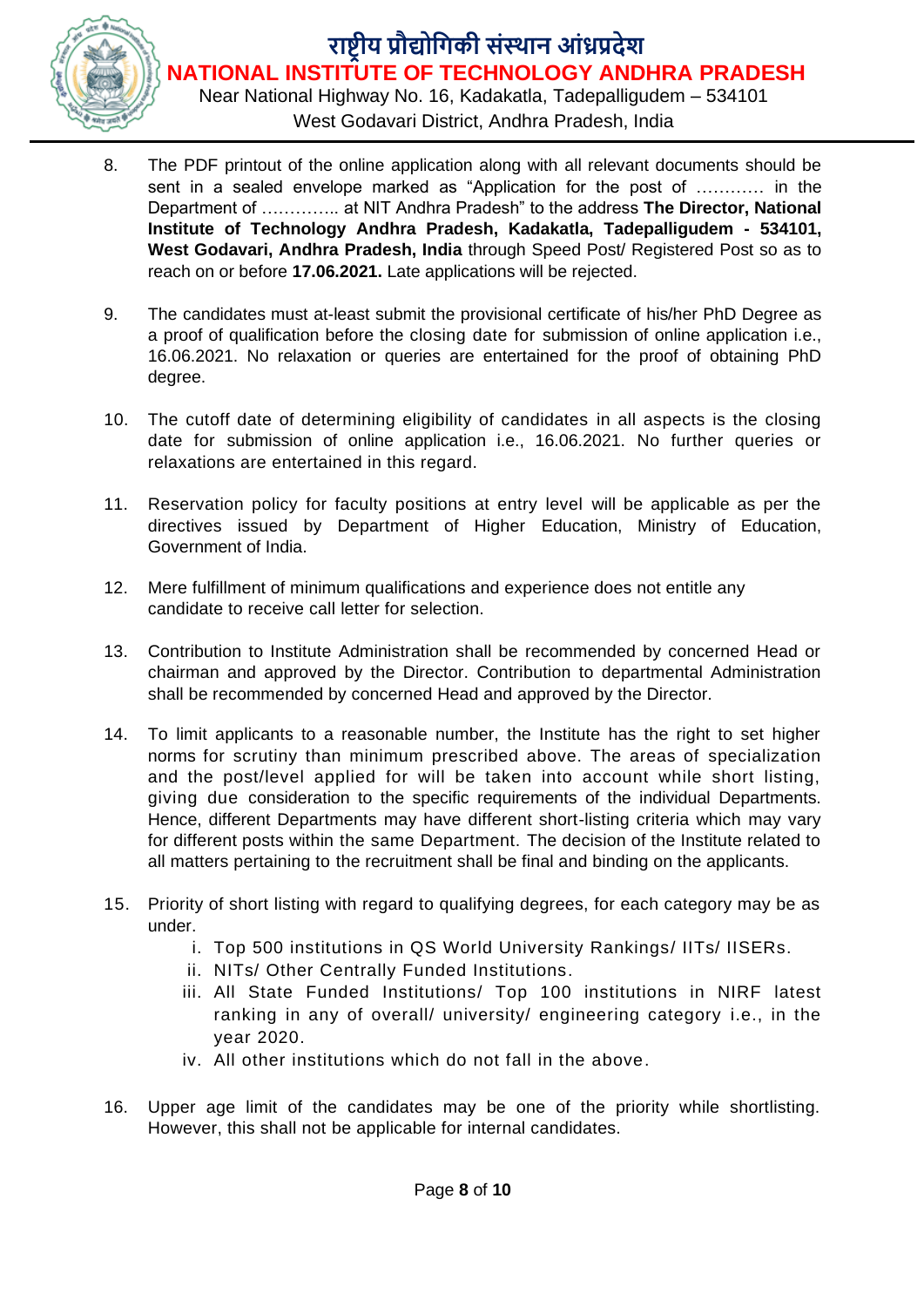8. The PDF printout of the online application along with all relevant documents should be sent in a sealed envelope marked as "Application for the post of ………… in the Department of ………….. at NIT Andhra Pradesh" to the address **The Director, National Institute of Technology Andhra Pradesh, Kadakatla, Tadepalligudem - 534101, West Godavari, Andhra Pradesh, India** through Speed Post/ Registered Post so as to reach on or before **17.06.2021.** Late applications will be rejected.

9. The candidates must at-least submit the provisional certificate of his/her PhD Degree as a proof of qualification before the closing date for submission of online application i.e., 16.06.2021. No relaxation or queries are entertained for the proof of obtaining PhD degree.

10. The cutoff date of determining eligibility of candidates in all aspects is the closing date for submission of online application i.e., 16.06.2021. No further queries or relaxations are entertained in this regard.

11. Reservation policy for faculty positions at entry level will be applicable as per the directives issued by Department of Higher Education, Ministry of Education, Government of India.

12. Mere fulfillment of minimum qualifications and experience does not entitle any candidate to receive call letter for selection.

13. Contribution to Institute Administration shall be recommended by concerned Head or chairman and approved by the Director. Contribution to departmental Administration shall be recommended by concerned Head and approved by the Director.

14. To limit applicants to a reasonable number, the Institute has the right to set higher norms for scrutiny than minimum prescribed above. The areas of specialization and the post/level applied for will be taken into account while short listing, giving due consideration to the specific requirements of the individual Departments. Hence, different Departments may have different short-listing criteria which may vary for different posts within the same Department. The decision of the Institute related to all matters pertaining to the recruitment shall be final and binding on the applicants.

15. Priority of short listing with regard to qualifying degrees, for each category may be as under.
    1. Top 500 institutions in QS World University Rankings/ IITs/ IISERs.
    2. NITs/ Other Centrally Funded Institutions.
    3. All State Funded Institutions/ Top 100 institutions in NIRF latest ranking in any of overall/ university/ engineering category i.e., in the year 2020.
    4. All other institutions which do not fall in the above.

16. Upper age limit of the candidates may be one of the priority while shortlisting. However, this shall not be applicable for internal candidates.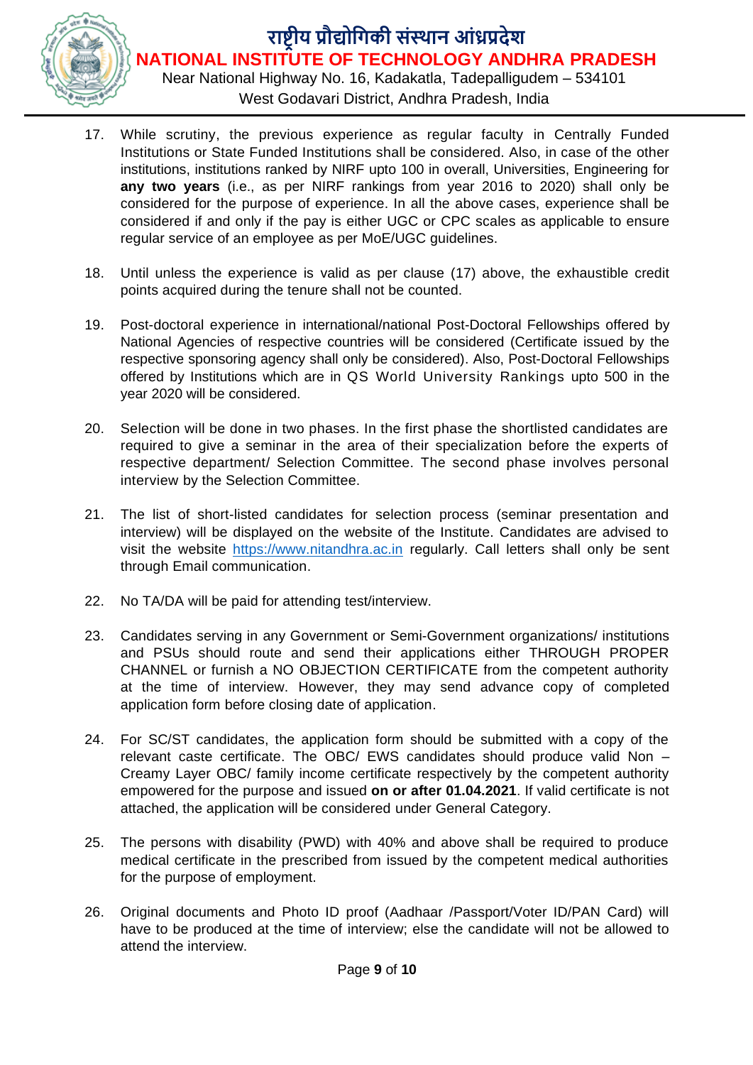17. While scrutiny, the previous experience as regular faculty in Centrally Funded Institutions or State Funded Institutions shall be considered. Also, in case of the other institutions, institutions ranked by NIRF upto 100 in overall, Universities, Engineering for **any two years** (i.e., as per NIRF rankings from year 2016 to 2020) shall only be considered for the purpose of experience. In all the above cases, experience shall be considered if and only if the pay is either UGC or CPC scales as applicable to ensure regular service of an employee as per MoE/UGC guidelines.

18. Until unless the experience is valid as per clause (17) above, the exhaustible credit points acquired during the tenure shall not be counted.

19. Post-doctoral experience in international/national Post-Doctoral Fellowships offered by National Agencies of respective countries will be considered (Certificate issued by the respective sponsoring agency shall only be considered). Also, Post-Doctoral Fellowships offered by Institutions which are in QS World University Rankings upto 500 in the year 2020 will be considered.

20. Selection will be done in two phases. In the first phase the shortlisted candidates are required to give a seminar in the area of their specialization before the experts of respective department/ Selection Committee. The second phase involves personal interview by the Selection Committee.

21. The list of short-listed candidates for selection process (seminar presentation and interview) will be displayed on the website of the Institute. Candidates are advised to visit the website https://www.nitandhra.ac.in regularly. Call letters shall only be sent through Email communication.

22. No TA/DA will be paid for attending test/interview.

23. Candidates serving in any Government or Semi-Government organizations/ institutions and PSUs should route and send their applications either THROUGH PROPER CHANNEL or furnish a NO OBJECTION CERTIFICATE from the competent authority at the time of interview. However, they may send advance copy of completed application form before closing date of application.

24. For SC/ST candidates, the application form should be submitted with a copy of the relevant caste certificate. The OBC/ EWS candidates should produce valid Non – Creamy Layer OBC/ family income certificate respectively by the competent authority empowered for the purpose and issued **on or after 01.04.2021**. If valid certificate is not attached, the application will be considered under General Category.

25. The persons with disability (PWD) with 40% and above shall be required to produce medical certificate in the prescribed from issued by the competent medical authorities for the purpose of employment.

26. Original documents and Photo ID proof (Aadhaar /Passport/Voter ID/PAN Card) will have to be produced at the time of interview; else the candidate will not be allowed to attend the interview.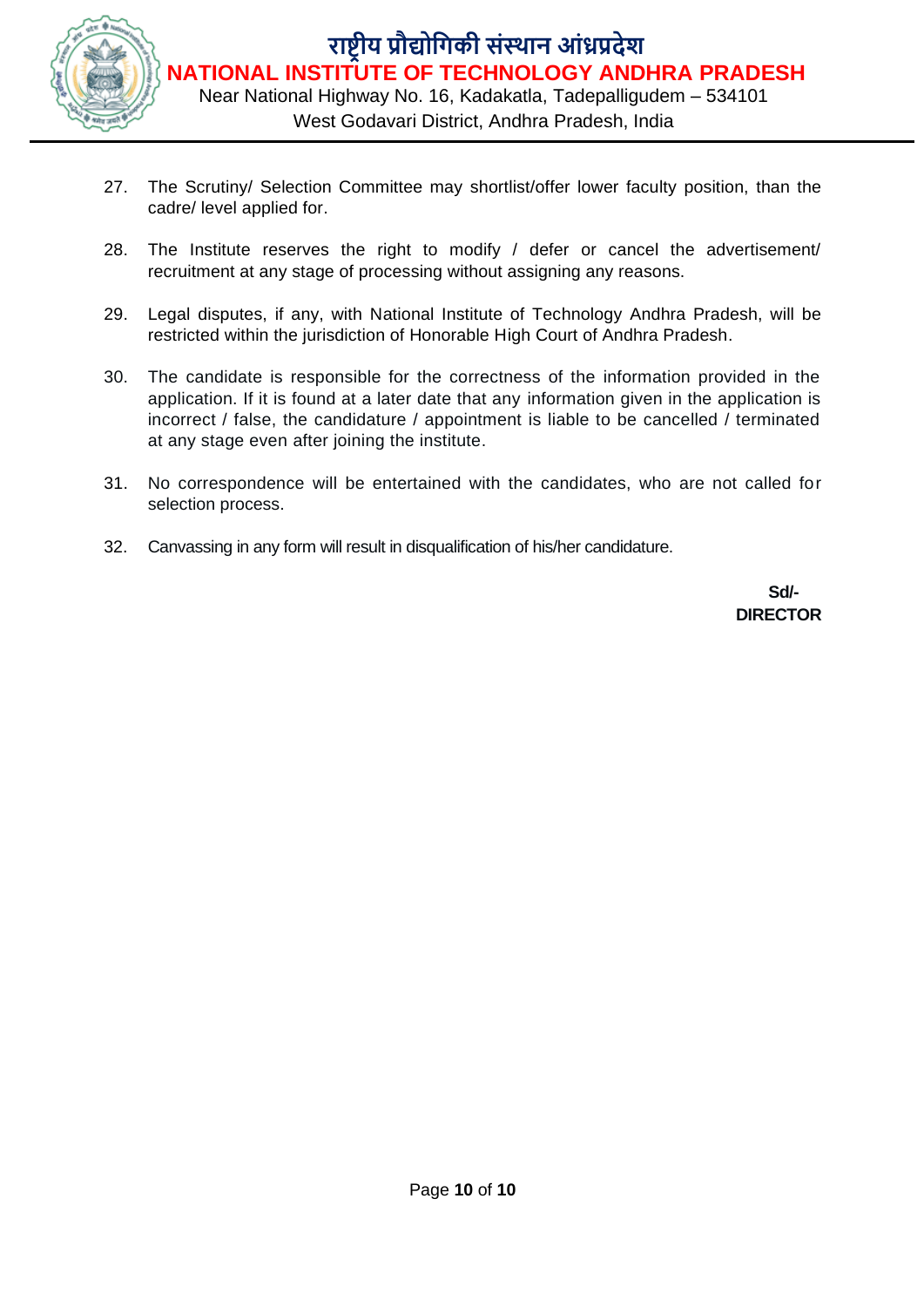27. The Scrutiny/ Selection Committee may shortlist/offer lower faculty position, than the cadre/ level applied for.

28. The Institute reserves the right to modify / defer or cancel the advertisement/ recruitment at any stage of processing without assigning any reasons.

29. Legal disputes, if any, with National Institute of Technology Andhra Pradesh, will be restricted within the jurisdiction of Honorable High Court of Andhra Pradesh.

30. The candidate is responsible for the correctness of the information provided in the application. If it is found at a later date that any information given in the application is incorrect / false, the candidature / appointment is liable to be cancelled / terminated at any stage even after joining the institute.

31. No correspondence will be entertained with the candidates, who are not called for selection process.

32. Canvassing in any form will result in disqualification of his/her candidature.

**Sd/-**
**DIRECTOR**